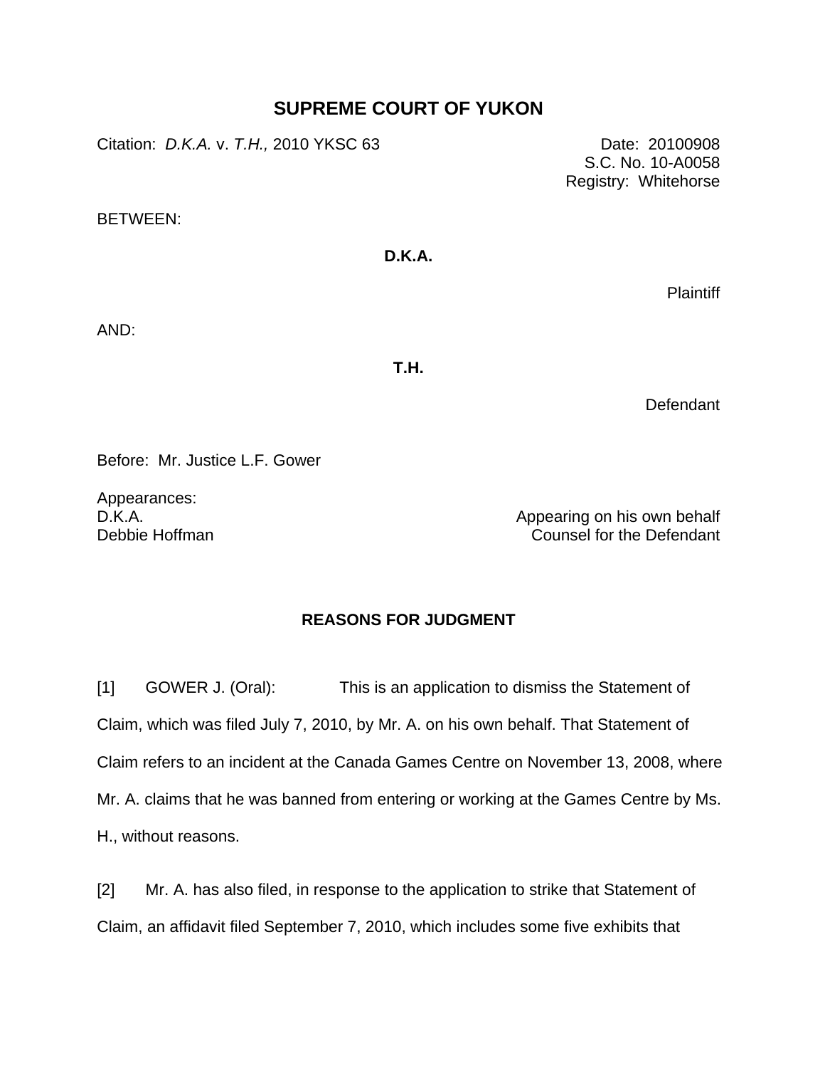# SUPREME COURT OF YUKON

Citation: *D.K.A.* v. *T.H.,* 2010 YKSC 63

Date: 20100908
S.C. No. 10-A0058
Registry: Whitehorse

BETWEEN:

**D.K.A.**

Plaintiff

AND:

**T.H.**

Defendant

Before: Mr. Justice L.F. Gower

Appearances:
D.K.A. — Appearing on his own behalf
Debbie Hoffman — Counsel for the Defendant

## REASONS FOR JUDGMENT

[1] GOWER J. (Oral): This is an application to dismiss the Statement of Claim, which was filed July 7, 2010, by Mr. A. on his own behalf. That Statement of Claim refers to an incident at the Canada Games Centre on November 13, 2008, where Mr. A. claims that he was banned from entering or working at the Games Centre by Ms. H., without reasons.

[2] Mr. A. has also filed, in response to the application to strike that Statement of Claim, an affidavit filed September 7, 2010, which includes some five exhibits that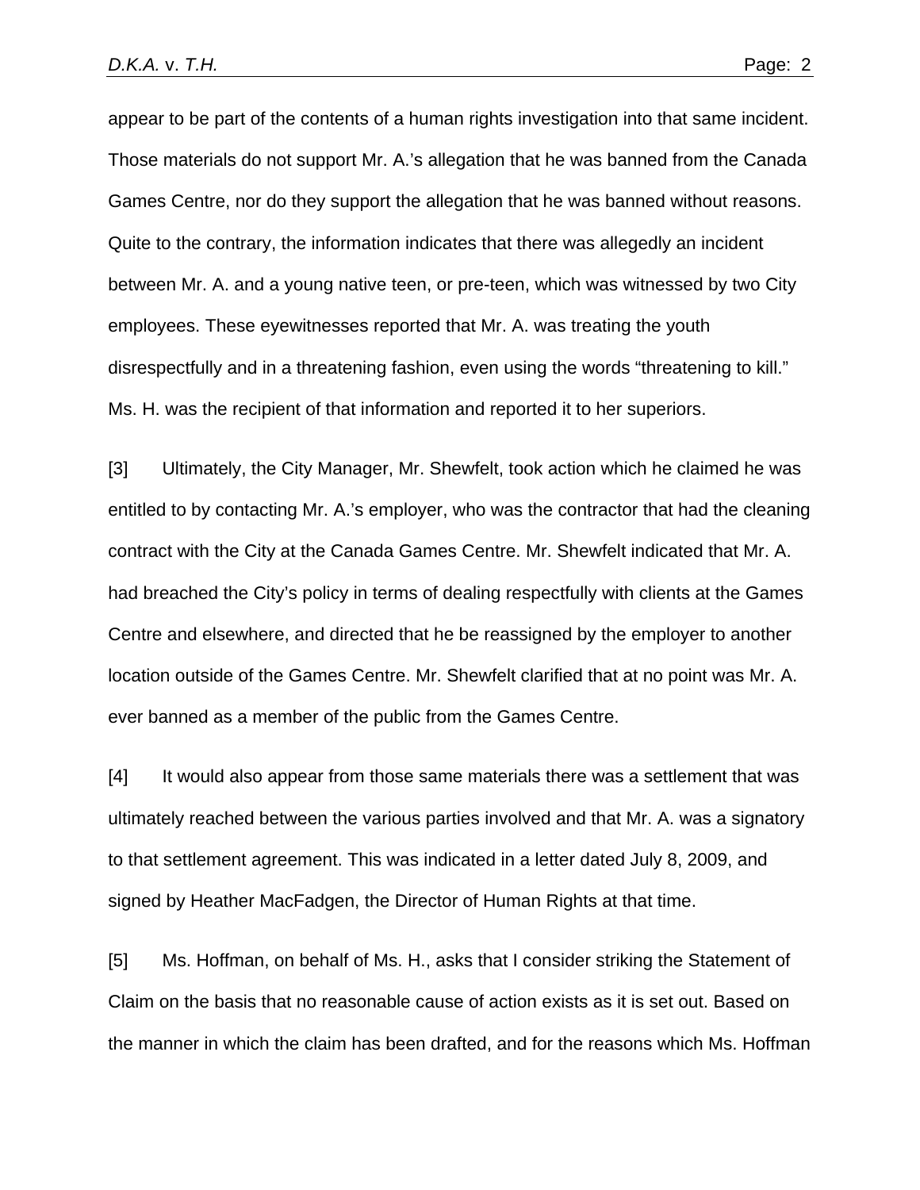appear to be part of the contents of a human rights investigation into that same incident. Those materials do not support Mr. A.'s allegation that he was banned from the Canada Games Centre, nor do they support the allegation that he was banned without reasons. Quite to the contrary, the information indicates that there was allegedly an incident between Mr. A. and a young native teen, or pre-teen, which was witnessed by two City employees. These eyewitnesses reported that Mr. A. was treating the youth disrespectfully and in a threatening fashion, even using the words "threatening to kill." Ms. H. was the recipient of that information and reported it to her superiors.

[3] Ultimately, the City Manager, Mr. Shewfelt, took action which he claimed he was entitled to by contacting Mr. A.'s employer, who was the contractor that had the cleaning contract with the City at the Canada Games Centre. Mr. Shewfelt indicated that Mr. A. had breached the City's policy in terms of dealing respectfully with clients at the Games Centre and elsewhere, and directed that he be reassigned by the employer to another location outside of the Games Centre. Mr. Shewfelt clarified that at no point was Mr. A. ever banned as a member of the public from the Games Centre.

[4] It would also appear from those same materials there was a settlement that was ultimately reached between the various parties involved and that Mr. A. was a signatory to that settlement agreement. This was indicated in a letter dated July 8, 2009, and signed by Heather MacFadgen, the Director of Human Rights at that time.

[5] Ms. Hoffman, on behalf of Ms. H., asks that I consider striking the Statement of Claim on the basis that no reasonable cause of action exists as it is set out. Based on the manner in which the claim has been drafted, and for the reasons which Ms. Hoffman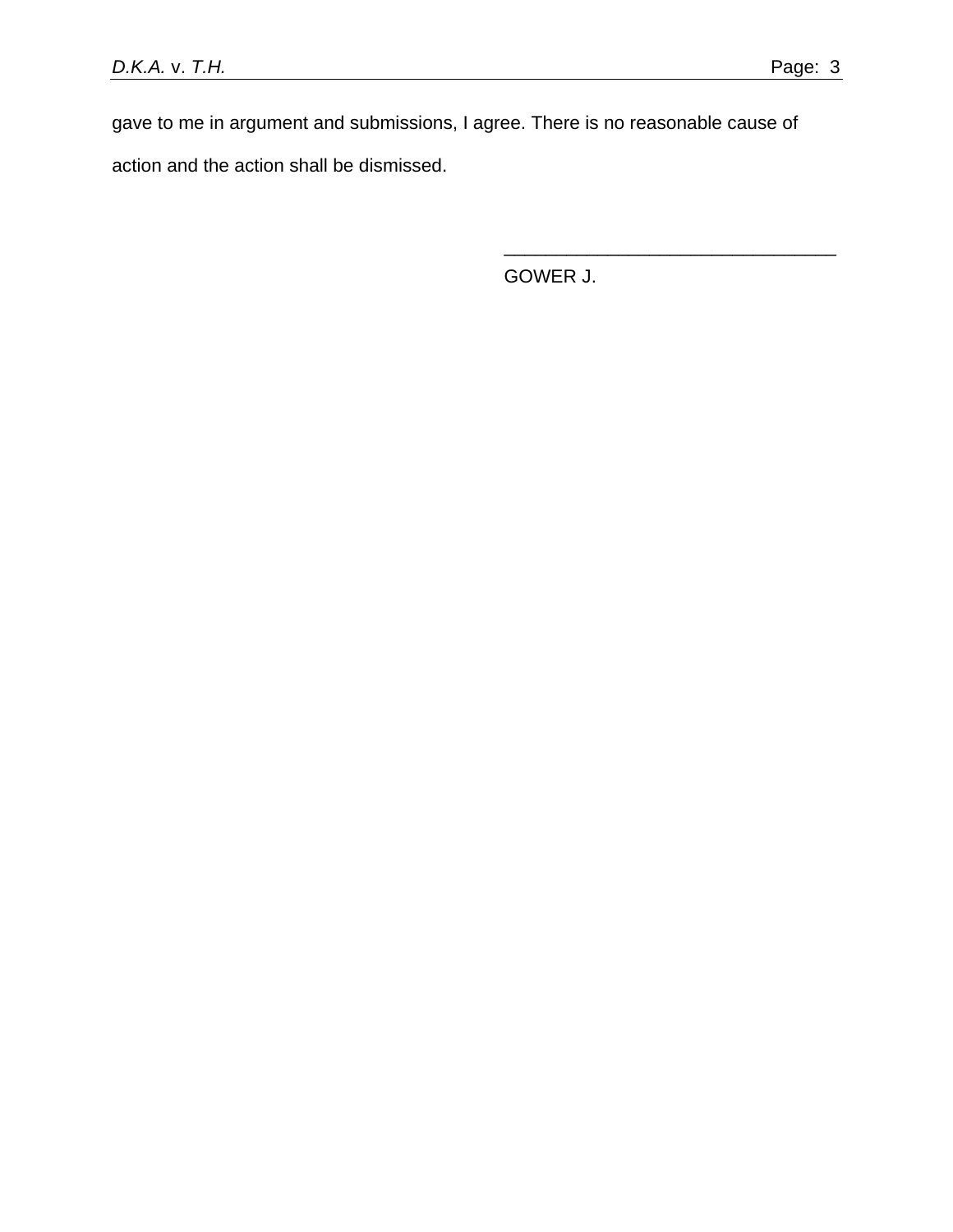gave to me in argument and submissions, I agree. There is no reasonable cause of action and the action shall be dismissed.

\_\_\_\_\_\_\_\_\_\_\_\_\_\_\_\_\_\_\_\_\_\_\_\_\_\_\_\_\_\_\_\_\_

GOWER J.